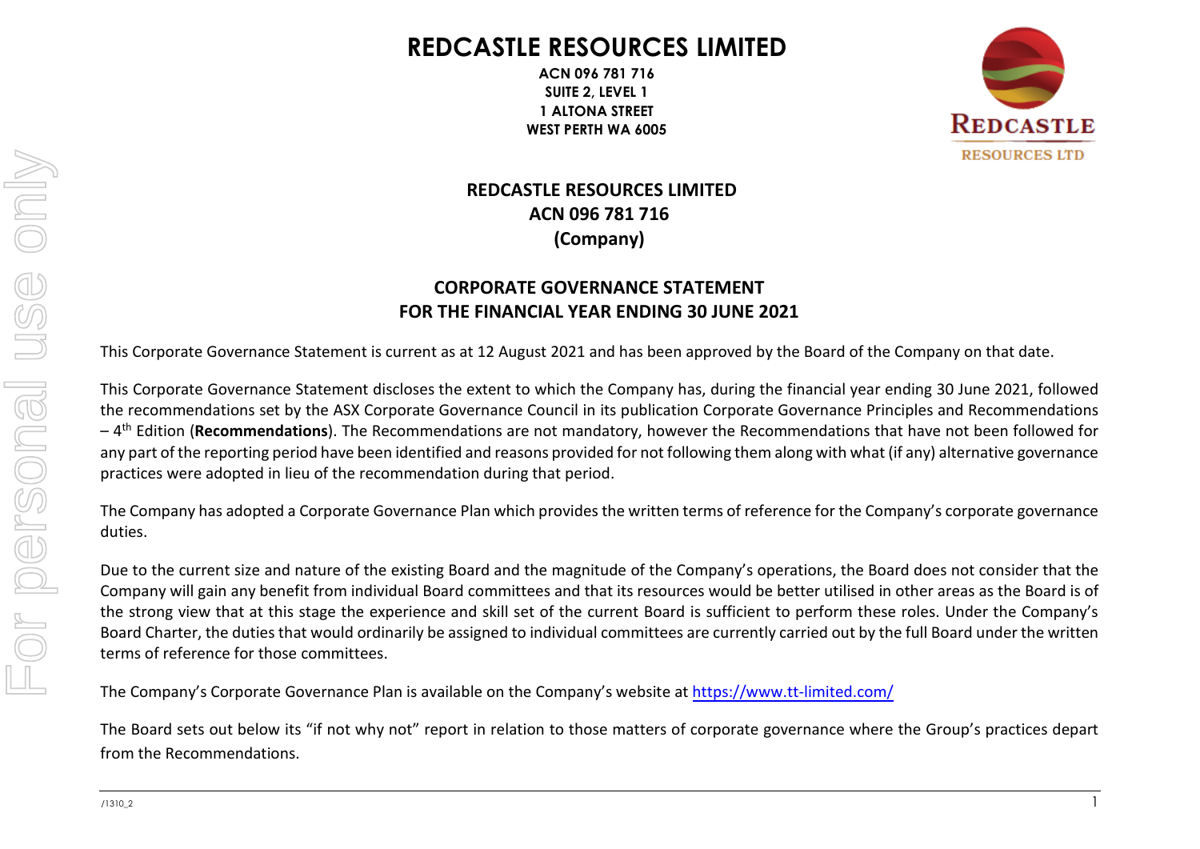# REDCASTLE RESOURCES LIMITED

**ACN 096 781 716**
**SUITE 2, LEVEL 1**
**1 ALTONA STREET**
**WEST PERTH WA 6005**

**REDCASTLE RESOURCES LIMITED**
**ACN 096 781 716**
**(Company)**

## CORPORATE GOVERNANCE STATEMENT
## FOR THE FINANCIAL YEAR ENDING 30 JUNE 2021

This Corporate Governance Statement is current as at 12 August 2021 and has been approved by the Board of the Company on that date.

This Corporate Governance Statement discloses the extent to which the Company has, during the financial year ending 30 June 2021, followed the recommendations set by the ASX Corporate Governance Council in its publication Corporate Governance Principles and Recommendations – 4th Edition (**Recommendations**). The Recommendations are not mandatory, however the Recommendations that have not been followed for any part of the reporting period have been identified and reasons provided for not following them along with what (if any) alternative governance practices were adopted in lieu of the recommendation during that period.

The Company has adopted a Corporate Governance Plan which provides the written terms of reference for the Company's corporate governance duties.

Due to the current size and nature of the existing Board and the magnitude of the Company's operations, the Board does not consider that the Company will gain any benefit from individual Board committees and that its resources would be better utilised in other areas as the Board is of the strong view that at this stage the experience and skill set of the current Board is sufficient to perform these roles. Under the Company's Board Charter, the duties that would ordinarily be assigned to individual committees are currently carried out by the full Board under the written terms of reference for those committees.

The Company's Corporate Governance Plan is available on the Company's website at https://www.tt-limited.com/

The Board sets out below its "if not why not" report in relation to those matters of corporate governance where the Group's practices depart from the Recommendations.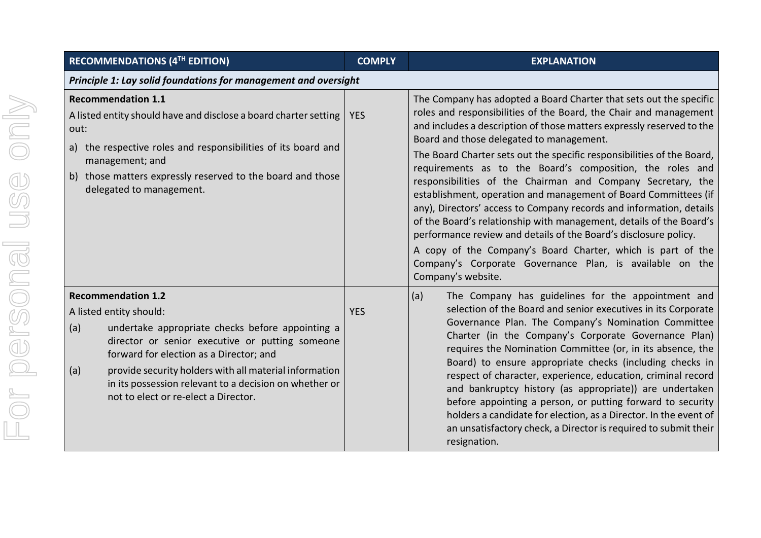| RECOMMENDATIONS (4TH EDITION) | COMPLY | EXPLANATION |
|---|---|---|
| ***Principle 1: Lay solid foundations for management and oversight*** | | |
| **Recommendation 1.1**<br>A listed entity should have and disclose a board charter setting out:<br>a) the respective roles and responsibilities of its board and management; and<br>b) those matters expressly reserved to the board and those delegated to management. | YES | The Company has adopted a Board Charter that sets out the specific roles and responsibilities of the Board, the Chair and management and includes a description of those matters expressly reserved to the Board and those delegated to management.<br>The Board Charter sets out the specific responsibilities of the Board, requirements as to the Board's composition, the roles and responsibilities of the Chairman and Company Secretary, the establishment, operation and management of Board Committees (if any), Directors' access to Company records and information, details of the Board's relationship with management, details of the Board's performance review and details of the Board's disclosure policy.<br>A copy of the Company's Board Charter, which is part of the Company's Corporate Governance Plan, is available on the Company's website. |
| **Recommendation 1.2**<br>A listed entity should:<br>(a) undertake appropriate checks before appointing a director or senior executive or putting someone forward for election as a Director; and<br>(a) provide security holders with all material information in its possession relevant to a decision on whether or not to elect or re-elect a Director. | YES | (a) The Company has guidelines for the appointment and selection of the Board and senior executives in its Corporate Governance Plan. The Company's Nomination Committee Charter (in the Company's Corporate Governance Plan) requires the Nomination Committee (or, in its absence, the Board) to ensure appropriate checks (including checks in respect of character, experience, education, criminal record and bankruptcy history (as appropriate)) are undertaken before appointing a person, or putting forward to security holders a candidate for election, as a Director. In the event of an unsatisfactory check, a Director is required to submit their resignation. |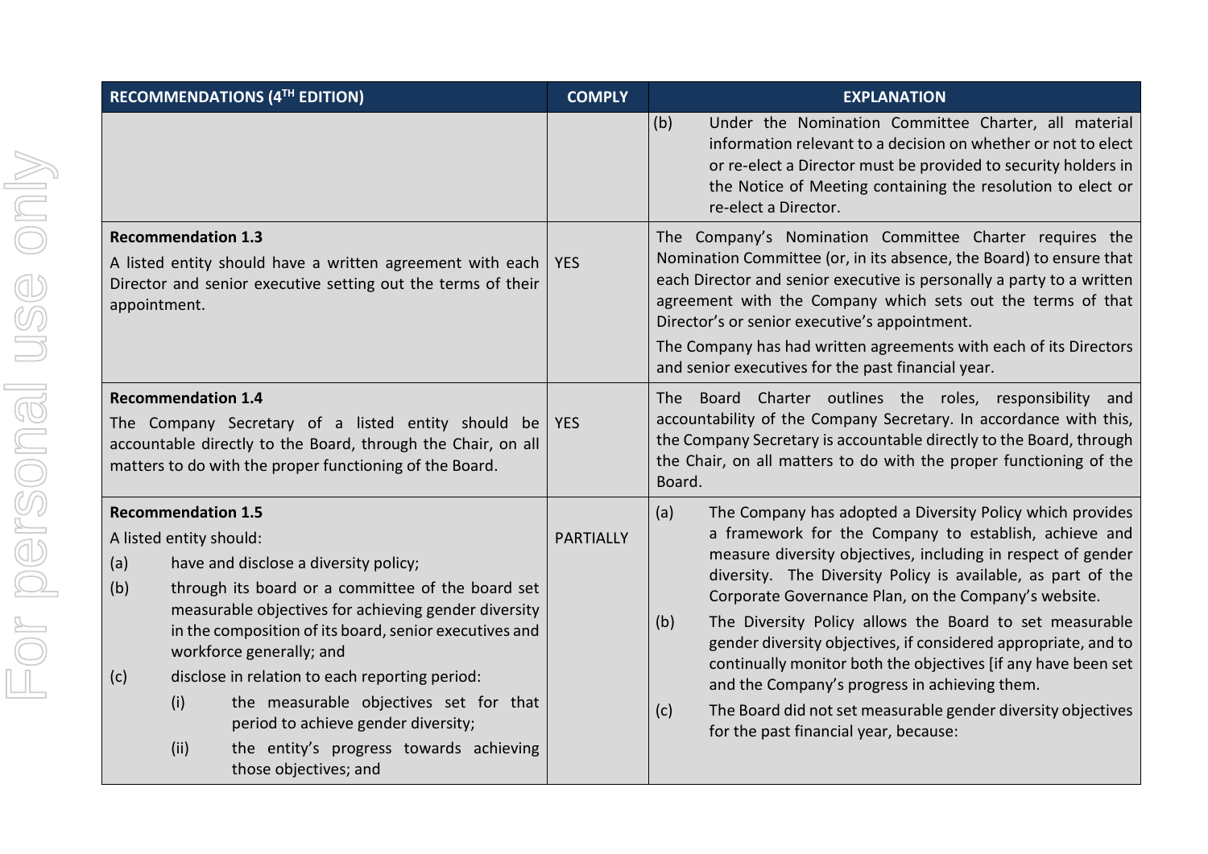| RECOMMENDATIONS (4TH EDITION) | COMPLY | EXPLANATION |
|---|---|---|
| | | (b) Under the Nomination Committee Charter, all material information relevant to a decision on whether or not to elect or re-elect a Director must be provided to security holders in the Notice of Meeting containing the resolution to elect or re-elect a Director. |
| **Recommendation 1.3**<br>A listed entity should have a written agreement with each Director and senior executive setting out the terms of their appointment. | YES | The Company's Nomination Committee Charter requires the Nomination Committee (or, in its absence, the Board) to ensure that each Director and senior executive is personally a party to a written agreement with the Company which sets out the terms of that Director's or senior executive's appointment.<br>The Company has had written agreements with each of its Directors and senior executives for the past financial year. |
| **Recommendation 1.4**<br>The Company Secretary of a listed entity should be accountable directly to the Board, through the Chair, on all matters to do with the proper functioning of the Board. | YES | The Board Charter outlines the roles, responsibility and accountability of the Company Secretary. In accordance with this, the Company Secretary is accountable directly to the Board, through the Chair, on all matters to do with the proper functioning of the Board. |
| **Recommendation 1.5**<br>A listed entity should:<br>(a) have and disclose a diversity policy;<br>(b) through its board or a committee of the board set measurable objectives for achieving gender diversity in the composition of its board, senior executives and workforce generally; and<br>(c) disclose in relation to each reporting period:<br>(i) the measurable objectives set for that period to achieve gender diversity;<br>(ii) the entity's progress towards achieving those objectives; and | PARTIALLY | (a) The Company has adopted a Diversity Policy which provides a framework for the Company to establish, achieve and measure diversity objectives, including in respect of gender diversity. The Diversity Policy is available, as part of the Corporate Governance Plan, on the Company's website.<br>(b) The Diversity Policy allows the Board to set measurable gender diversity objectives, if considered appropriate, and to continually monitor both the objectives [if any have been set and the Company's progress in achieving them.<br>(c) The Board did not set measurable gender diversity objectives for the past financial year, because: |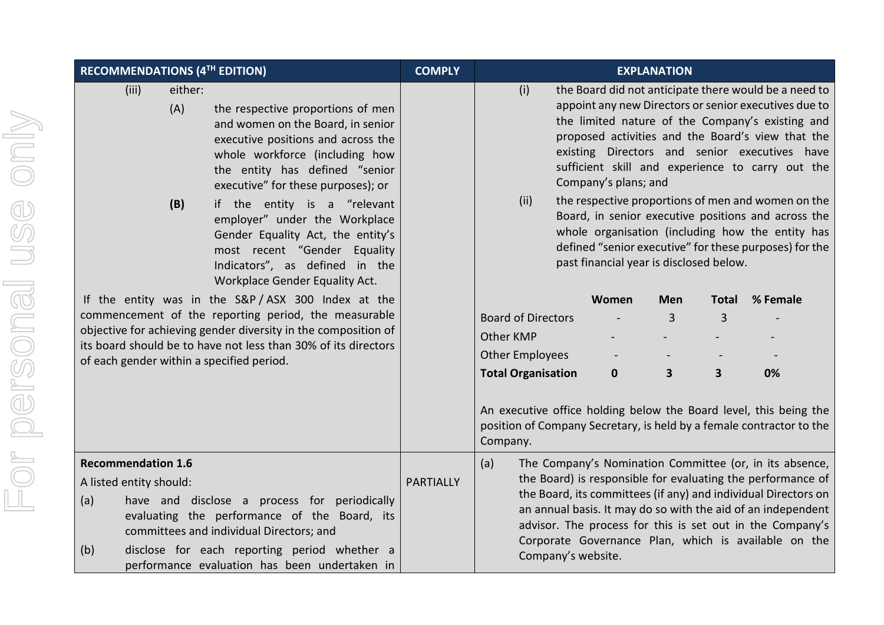| RECOMMENDATIONS (4TH EDITION) | COMPLY | EXPLANATION |
|---|---|---|
| (iii) either:<br>(A) the respective proportions of men and women on the Board, in senior executive positions and across the whole workforce (including how the entity has defined "senior executive" for these purposes); or<br>**(B)** if the entity is a "relevant employer" under the Workplace Gender Equality Act, the entity's most recent "Gender Equality Indicators", as defined in the Workplace Gender Equality Act.<br>If the entity was in the S&P / ASX 300 Index at the commencement of the reporting period, the measurable objective for achieving gender diversity in the composition of its board should be to have not less than 30% of its directors of each gender within a specified period. | | (i) the Board did not anticipate there would be a need to appoint any new Directors or senior executives due to the limited nature of the Company's existing and proposed activities and the Board's view that the existing Directors and senior executives have sufficient skill and experience to carry out the Company's plans; and<br>(ii) the respective proportions of men and women on the Board, in senior executive positions and across the whole organisation (including how the entity has defined "senior executive" for these purposes) for the past financial year is disclosed below.<br>(see table below)<br>An executive office holding below the Board level, this being the position of Company Secretary, is held by a female contractor to the Company. |
| **Recommendation 1.6**<br>A listed entity should:<br>(a) have and disclose a process for periodically evaluating the performance of the Board, its committees and individual Directors; and<br>(b) disclose for each reporting period whether a performance evaluation has been undertaken in | PARTIALLY | (a) The Company's Nomination Committee (or, in its absence, the Board) is responsible for evaluating the performance of the Board, its committees (if any) and individual Directors on an annual basis. It may do so with the aid of an independent advisor. The process for this is set out in the Company's Corporate Governance Plan, which is available on the Company's website. |

| | Women | Men | Total | % Female |
|---|---|---|---|---|
| Board of Directors | - | 3 | 3 | - |
| Other KMP | - | - | - | - |
| Other Employees | - | - | - | - |
| **Total Organisation** | **0** | **3** | **3** | **0%** |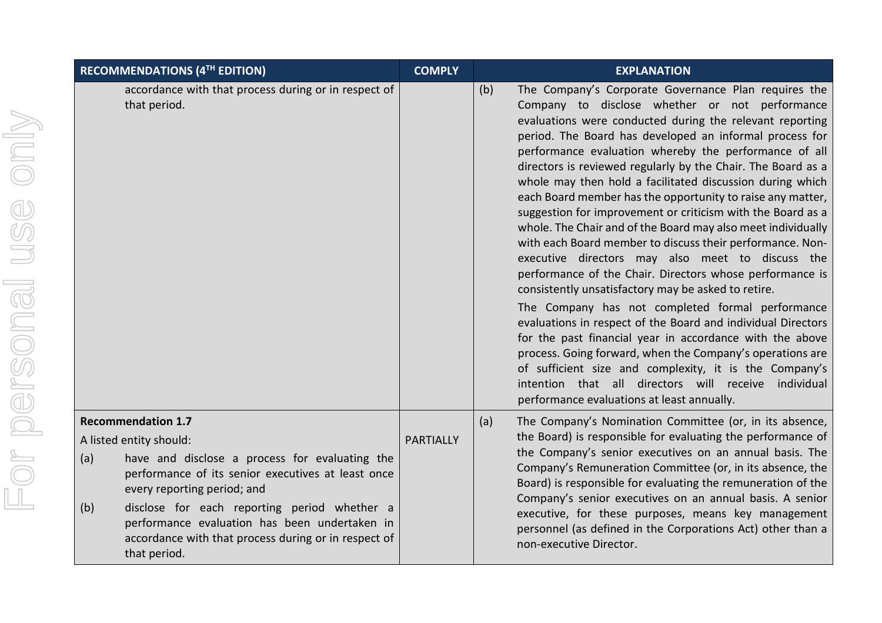| RECOMMENDATIONS (4TH EDITION) | COMPLY | EXPLANATION |
|---|---|---|
| accordance with that process during or in respect of that period. | | (b) The Company's Corporate Governance Plan requires the Company to disclose whether or not performance evaluations were conducted during the relevant reporting period. The Board has developed an informal process for performance evaluation whereby the performance of all directors is reviewed regularly by the Chair. The Board as a whole may then hold a facilitated discussion during which each Board member has the opportunity to raise any matter, suggestion for improvement or criticism with the Board as a whole. The Chair and of the Board may also meet individually with each Board member to discuss their performance. Non-executive directors may also meet to discuss the performance of the Chair. Directors whose performance is consistently unsatisfactory may be asked to retire.<br><br>The Company has not completed formal performance evaluations in respect of the Board and individual Directors for the past financial year in accordance with the above process. Going forward, when the Company's operations are of sufficient size and complexity, it is the Company's intention that all directors will receive individual performance evaluations at least annually. |
| **Recommendation 1.7**<br><br>A listed entity should:<br><br>(a) have and disclose a process for evaluating the performance of its senior executives at least once every reporting period; and<br><br>(b) disclose for each reporting period whether a performance evaluation has been undertaken in accordance with that process during or in respect of that period. | PARTIALLY | (a) The Company's Nomination Committee (or, in its absence, the Board) is responsible for evaluating the performance of the Company's senior executives on an annual basis. The Company's Remuneration Committee (or, in its absence, the Board) is responsible for evaluating the remuneration of the Company's senior executives on an annual basis. A senior executive, for these purposes, means key management personnel (as defined in the Corporations Act) other than a non-executive Director. |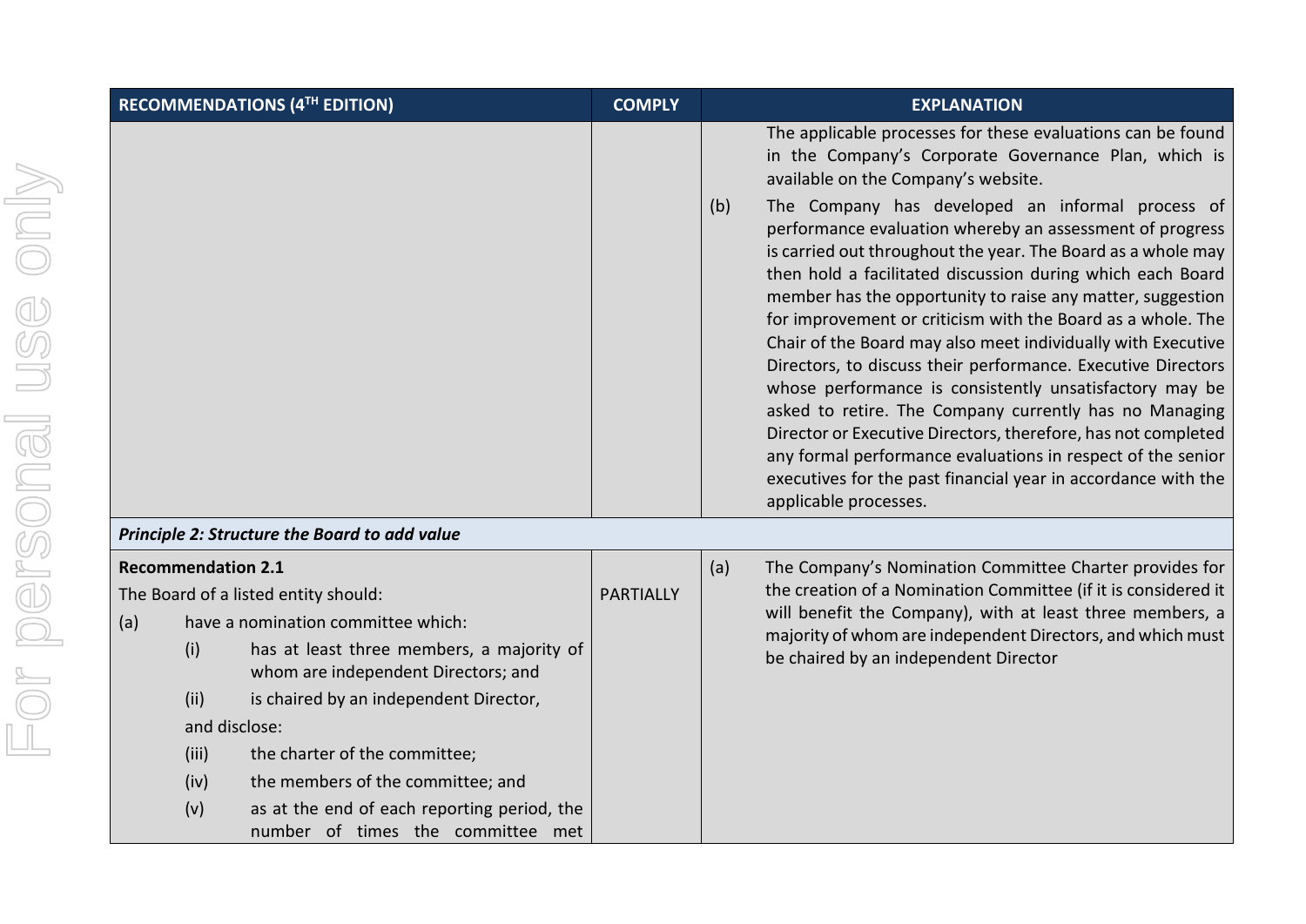| RECOMMENDATIONS (4TH EDITION) | COMPLY | EXPLANATION |
|---|---|---|
| | | The applicable processes for these evaluations can be found in the Company's Corporate Governance Plan, which is available on the Company's website.<br><br>(b) The Company has developed an informal process of performance evaluation whereby an assessment of progress is carried out throughout the year. The Board as a whole may then hold a facilitated discussion during which each Board member has the opportunity to raise any matter, suggestion for improvement or criticism with the Board as a whole. The Chair of the Board may also meet individually with Executive Directors, to discuss their performance. Executive Directors whose performance is consistently unsatisfactory may be asked to retire. The Company currently has no Managing Director or Executive Directors, therefore, has not completed any formal performance evaluations in respect of the senior executives for the past financial year in accordance with the applicable processes. |
| ***Principle 2: Structure the Board to add value*** | | |
| **Recommendation 2.1**<br>The Board of a listed entity should:<br>(a) have a nomination committee which:<br>(i) has at least three members, a majority of whom are independent Directors; and<br>(ii) is chaired by an independent Director,<br>and disclose:<br>(iii) the charter of the committee;<br>(iv) the members of the committee; and<br>(v) as at the end of each reporting period, the number of times the committee met | PARTIALLY | (a) The Company's Nomination Committee Charter provides for the creation of a Nomination Committee (if it is considered it will benefit the Company), with at least three members, a majority of whom are independent Directors, and which must be chaired by an independent Director |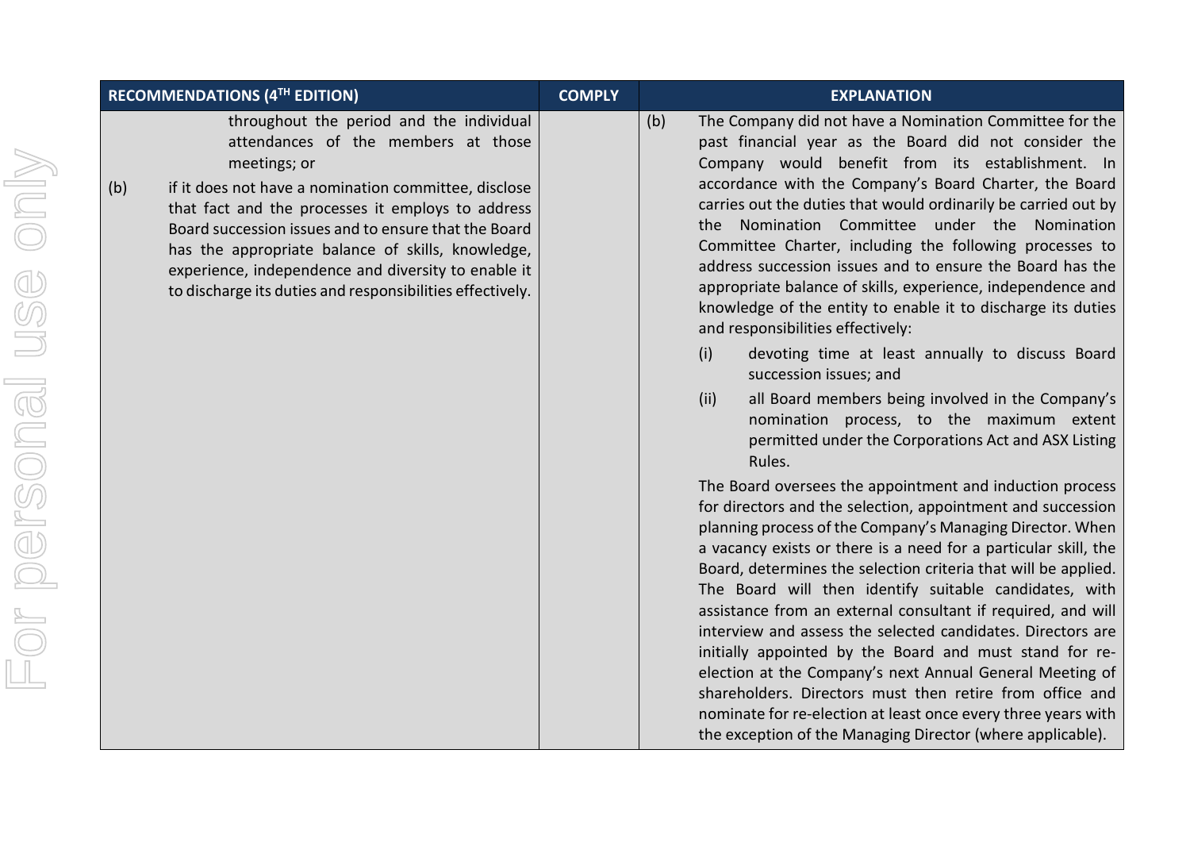| RECOMMENDATIONS (4TH EDITION) | COMPLY | EXPLANATION |
| --- | --- | --- |
| throughout the period and the individual attendances of the members at those meetings; or<br><br>(b) if it does not have a nomination committee, disclose that fact and the processes it employs to address Board succession issues and to ensure that the Board has the appropriate balance of skills, knowledge, experience, independence and diversity to enable it to discharge its duties and responsibilities effectively. | | (b) The Company did not have a Nomination Committee for the past financial year as the Board did not consider the Company would benefit from its establishment. In accordance with the Company's Board Charter, the Board carries out the duties that would ordinarily be carried out by the Nomination Committee under the Nomination Committee Charter, including the following processes to address succession issues and to ensure the Board has the appropriate balance of skills, experience, independence and knowledge of the entity to enable it to discharge its duties and responsibilities effectively:<br><br>(i) devoting time at least annually to discuss Board succession issues; and<br><br>(ii) all Board members being involved in the Company's nomination process, to the maximum extent permitted under the Corporations Act and ASX Listing Rules.<br><br>The Board oversees the appointment and induction process for directors and the selection, appointment and succession planning process of the Company's Managing Director. When a vacancy exists or there is a need for a particular skill, the Board, determines the selection criteria that will be applied. The Board will then identify suitable candidates, with assistance from an external consultant if required, and will interview and assess the selected candidates. Directors are initially appointed by the Board and must stand for re-election at the Company's next Annual General Meeting of shareholders. Directors must then retire from office and nominate for re-election at least once every three years with the exception of the Managing Director (where applicable). |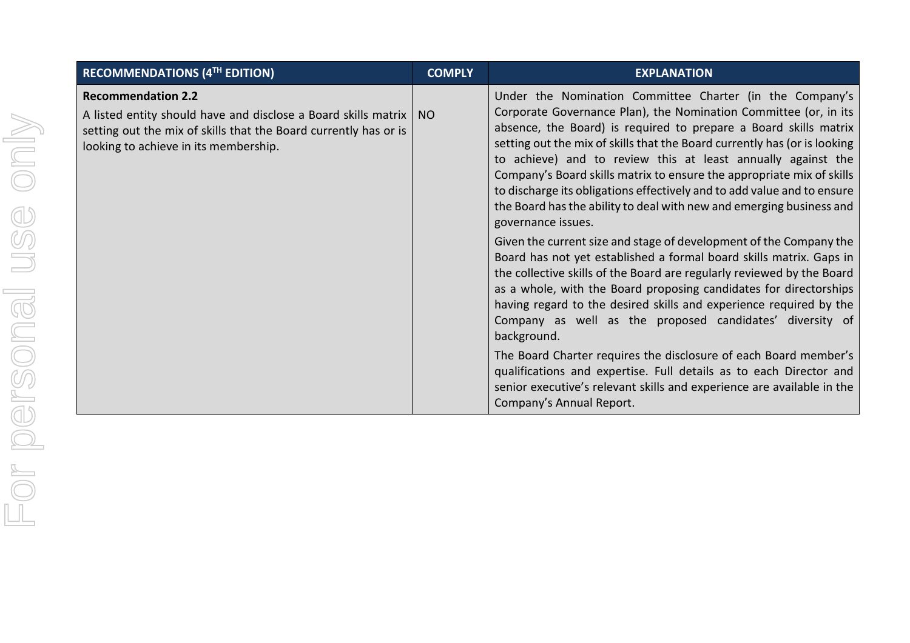| RECOMMENDATIONS (4TH EDITION) | COMPLY | EXPLANATION |
| --- | --- | --- |
| **Recommendation 2.2**<br>A listed entity should have and disclose a Board skills matrix setting out the mix of skills that the Board currently has or is looking to achieve in its membership. | NO | Under the Nomination Committee Charter (in the Company's Corporate Governance Plan), the Nomination Committee (or, in its absence, the Board) is required to prepare a Board skills matrix setting out the mix of skills that the Board currently has (or is looking to achieve) and to review this at least annually against the Company's Board skills matrix to ensure the appropriate mix of skills to discharge its obligations effectively and to add value and to ensure the Board has the ability to deal with new and emerging business and governance issues.<br>Given the current size and stage of development of the Company the Board has not yet established a formal board skills matrix. Gaps in the collective skills of the Board are regularly reviewed by the Board as a whole, with the Board proposing candidates for directorships having regard to the desired skills and experience required by the Company as well as the proposed candidates' diversity of background.<br>The Board Charter requires the disclosure of each Board member's qualifications and expertise. Full details as to each Director and senior executive's relevant skills and experience are available in the Company's Annual Report. |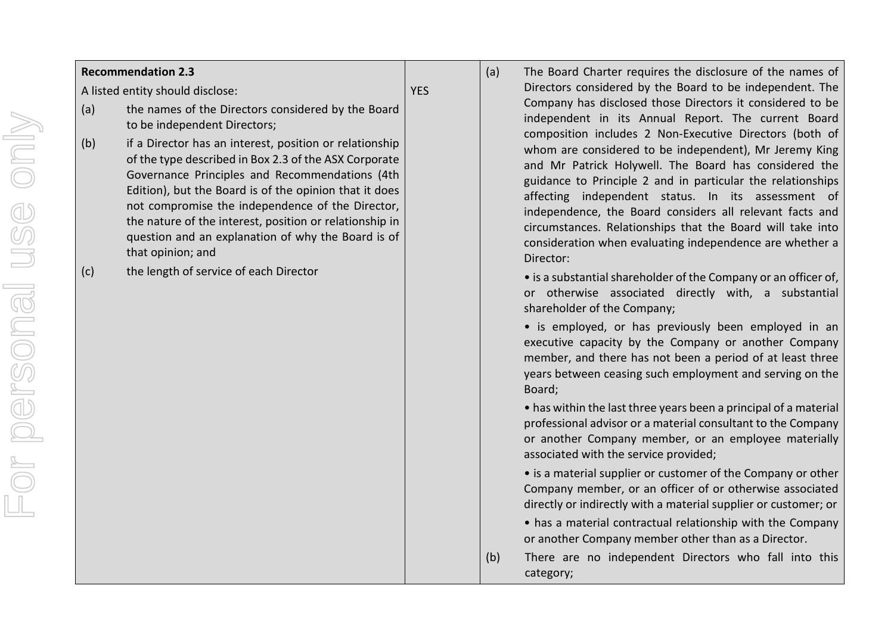| Recommendation | Compliance | Explanation |
| --- | --- | --- |
| **Recommendation 2.3**<br>A listed entity should disclose:<br>(a) the names of the Directors considered by the Board to be independent Directors;<br>(b) if a Director has an interest, position or relationship of the type described in Box 2.3 of the ASX Corporate Governance Principles and Recommendations (4th Edition), but the Board is of the opinion that it does not compromise the independence of the Director, the nature of the interest, position or relationship in question and an explanation of why the Board is of that opinion; and<br>(c) the length of service of each Director | YES | (a) The Board Charter requires the disclosure of the names of Directors considered by the Board to be independent. The Company has disclosed those Directors it considered to be independent in its Annual Report. The current Board composition includes 2 Non-Executive Directors (both of whom are considered to be independent), Mr Jeremy King and Mr Patrick Holywell. The Board has considered the guidance to Principle 2 and in particular the relationships affecting independent status. In its assessment of independence, the Board considers all relevant facts and circumstances. Relationships that the Board will take into consideration when evaluating independence are whether a Director:<br>• is a substantial shareholder of the Company or an officer of, or otherwise associated directly with, a substantial shareholder of the Company;<br>• is employed, or has previously been employed in an executive capacity by the Company or another Company member, and there has not been a period of at least three years between ceasing such employment and serving on the Board;<br>• has within the last three years been a principal of a material professional advisor or a material consultant to the Company or another Company member, or an employee materially associated with the service provided;<br>• is a material supplier or customer of the Company or other Company member, or an officer of or otherwise associated directly or indirectly with a material supplier or customer; or<br>• has a material contractual relationship with the Company or another Company member other than as a Director.<br>(b) There are no independent Directors who fall into this category; |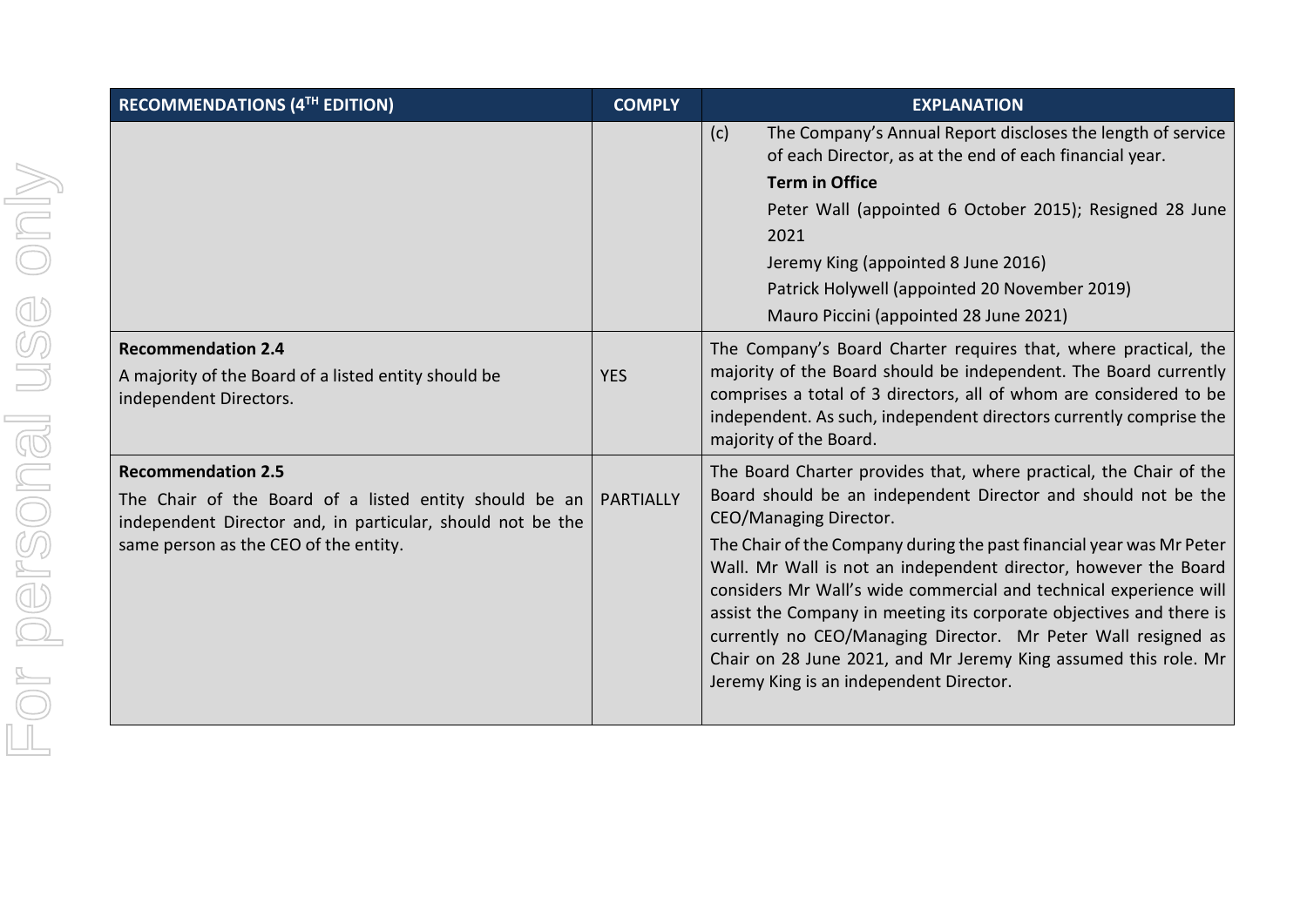| RECOMMENDATIONS (4TH EDITION) | COMPLY | EXPLANATION |
|---|---|---|
| | | (c) The Company's Annual Report discloses the length of service of each Director, as at the end of each financial year.<br>**Term in Office**<br>Peter Wall (appointed 6 October 2015); Resigned 28 June 2021<br>Jeremy King (appointed 8 June 2016)<br>Patrick Holywell (appointed 20 November 2019)<br>Mauro Piccini (appointed 28 June 2021) |
| **Recommendation 2.4**<br>A majority of the Board of a listed entity should be independent Directors. | YES | The Company's Board Charter requires that, where practical, the majority of the Board should be independent. The Board currently comprises a total of 3 directors, all of whom are considered to be independent. As such, independent directors currently comprise the majority of the Board. |
| **Recommendation 2.5**<br>The Chair of the Board of a listed entity should be an independent Director and, in particular, should not be the same person as the CEO of the entity. | PARTIALLY | The Board Charter provides that, where practical, the Chair of the Board should be an independent Director and should not be the CEO/Managing Director.<br>The Chair of the Company during the past financial year was Mr Peter Wall. Mr Wall is not an independent director, however the Board considers Mr Wall's wide commercial and technical experience will assist the Company in meeting its corporate objectives and there is currently no CEO/Managing Director. Mr Peter Wall resigned as Chair on 28 June 2021, and Mr Jeremy King assumed this role. Mr Jeremy King is an independent Director. |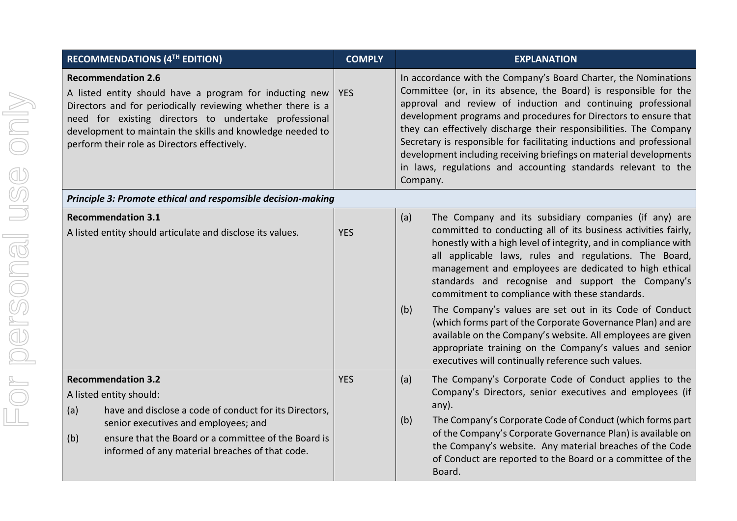| RECOMMENDATIONS (4TH EDITION) | COMPLY | EXPLANATION |
|---|---|---|
| **Recommendation 2.6**<br>A listed entity should have a program for inducting new Directors and for periodically reviewing whether there is a need for existing directors to undertake professional development to maintain the skills and knowledge needed to perform their role as Directors effectively. | YES | In accordance with the Company's Board Charter, the Nominations Committee (or, in its absence, the Board) is responsible for the approval and review of induction and continuing professional development programs and procedures for Directors to ensure that they can effectively discharge their responsibilities. The Company Secretary is responsible for facilitating inductions and professional development including receiving briefings on material developments in laws, regulations and accounting standards relevant to the Company. |
| ***Principle 3: Promote ethical and respomsible decision-making*** | | |
| **Recommendation 3.1**<br>A listed entity should articulate and disclose its values. | YES | (a) The Company and its subsidiary companies (if any) are committed to conducting all of its business activities fairly, honestly with a high level of integrity, and in compliance with all applicable laws, rules and regulations. The Board, management and employees are dedicated to high ethical standards and recognise and support the Company's commitment to compliance with these standards.<br>(b) The Company's values are set out in its Code of Conduct (which forms part of the Corporate Governance Plan) and are available on the Company's website. All employees are given appropriate training on the Company's values and senior executives will continually reference such values. |
| **Recommendation 3.2**<br>A listed entity should:<br>(a) have and disclose a code of conduct for its Directors, senior executives and employees; and<br>(b) ensure that the Board or a committee of the Board is informed of any material breaches of that code. | YES | (a) The Company's Corporate Code of Conduct applies to the Company's Directors, senior executives and employees (if any).<br>(b) The Company's Corporate Code of Conduct (which forms part of the Company's Corporate Governance Plan) is available on the Company's website. Any material breaches of the Code of Conduct are reported to the Board or a committee of the Board. |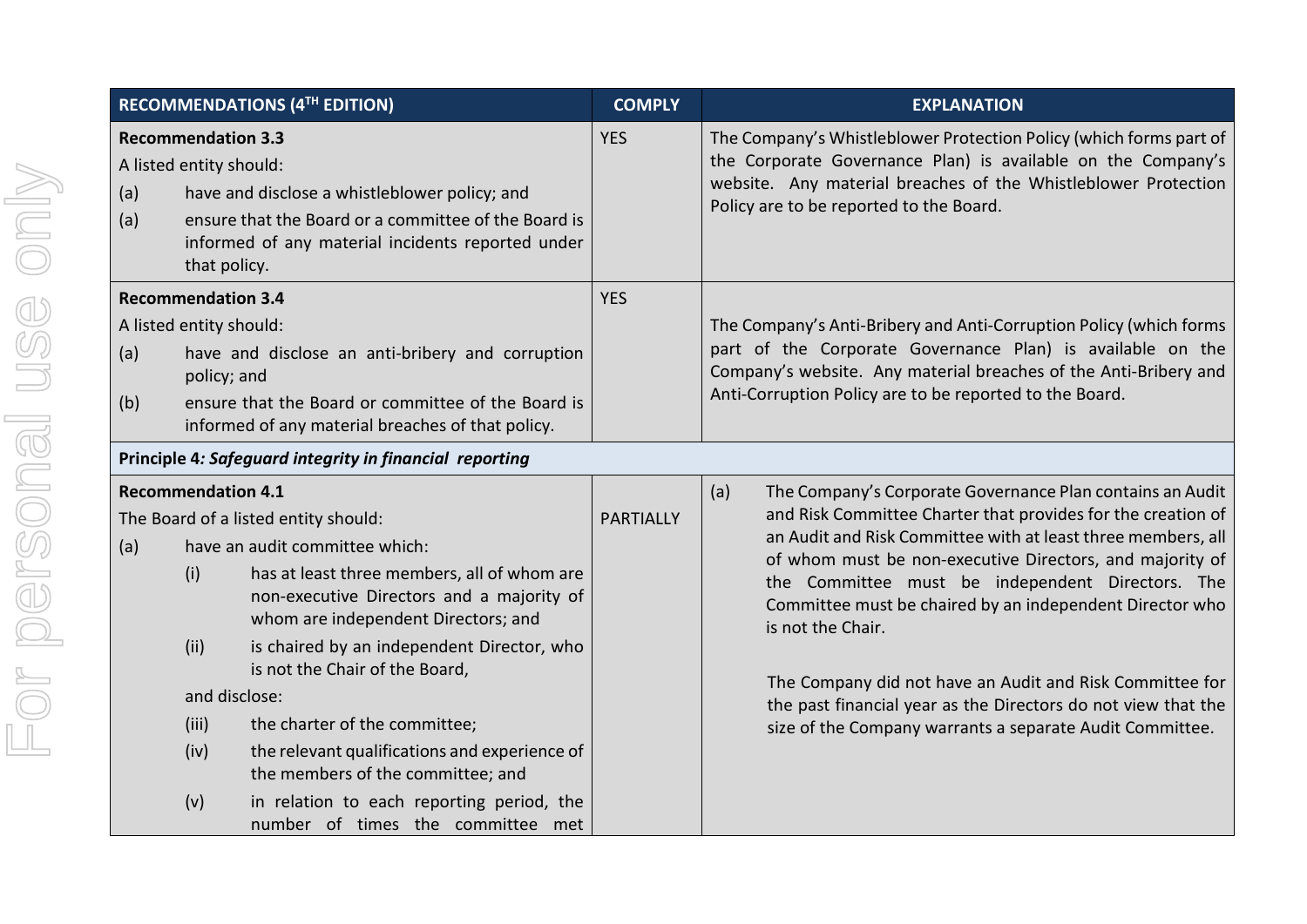| RECOMMENDATIONS (4TH EDITION) | COMPLY | EXPLANATION |
|---|---|---|
| **Recommendation 3.3**<br>A listed entity should:<br>(a) have and disclose a whistleblower policy; and<br>(a) ensure that the Board or a committee of the Board is informed of any material incidents reported under that policy. | YES | The Company's Whistleblower Protection Policy (which forms part of the Corporate Governance Plan) is available on the Company's website. Any material breaches of the Whistleblower Protection Policy are to be reported to the Board. |
| **Recommendation 3.4**<br>A listed entity should:<br>(a) have and disclose an anti-bribery and corruption policy; and<br>(b) ensure that the Board or committee of the Board is informed of any material breaches of that policy. | YES | The Company's Anti-Bribery and Anti-Corruption Policy (which forms part of the Corporate Governance Plan) is available on the Company's website. Any material breaches of the Anti-Bribery and Anti-Corruption Policy are to be reported to the Board. |
| **Principle 4*: Safeguard integrity in financial reporting*** | | |
| **Recommendation 4.1**<br>The Board of a listed entity should:<br>(a) have an audit committee which:<br>(i) has at least three members, all of whom are non-executive Directors and a majority of whom are independent Directors; and<br>(ii) is chaired by an independent Director, who is not the Chair of the Board,<br>and disclose:<br>(iii) the charter of the committee;<br>(iv) the relevant qualifications and experience of the members of the committee; and<br>(v) in relation to each reporting period, the number of times the committee met | PARTIALLY | (a) The Company's Corporate Governance Plan contains an Audit and Risk Committee Charter that provides for the creation of an Audit and Risk Committee with at least three members, all of whom must be non-executive Directors, and majority of the Committee must be independent Directors. The Committee must be chaired by an independent Director who is not the Chair.<br><br>The Company did not have an Audit and Risk Committee for the past financial year as the Directors do not view that the size of the Company warrants a separate Audit Committee. |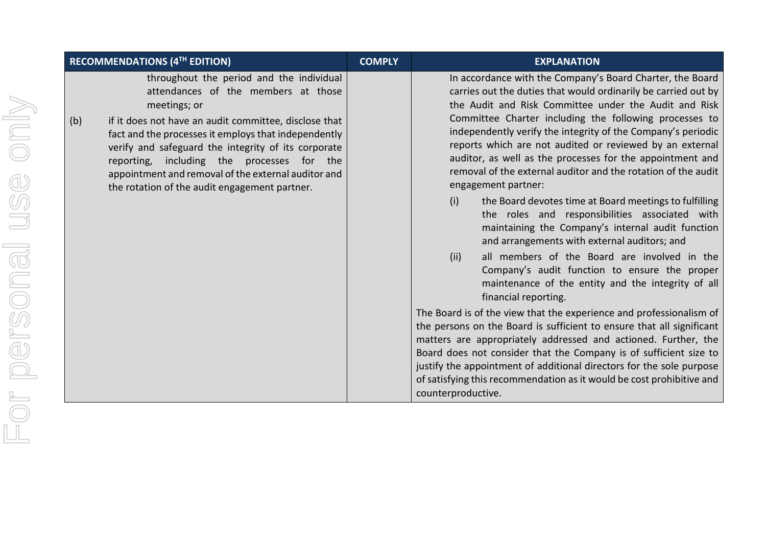| RECOMMENDATIONS (4TH EDITION) | COMPLY | EXPLANATION |
| --- | --- | --- |
| throughout the period and the individual attendances of the members at those meetings; or<br><br>(b) if it does not have an audit committee, disclose that fact and the processes it employs that independently verify and safeguard the integrity of its corporate reporting, including the processes for the appointment and removal of the external auditor and the rotation of the audit engagement partner. | | In accordance with the Company's Board Charter, the Board carries out the duties that would ordinarily be carried out by the Audit and Risk Committee under the Audit and Risk Committee Charter including the following processes to independently verify the integrity of the Company's periodic reports which are not audited or reviewed by an external auditor, as well as the processes for the appointment and removal of the external auditor and the rotation of the audit engagement partner:<br><br>(i) the Board devotes time at Board meetings to fulfilling the roles and responsibilities associated with maintaining the Company's internal audit function and arrangements with external auditors; and<br><br>(ii) all members of the Board are involved in the Company's audit function to ensure the proper maintenance of the entity and the integrity of all financial reporting.<br><br>The Board is of the view that the experience and professionalism of the persons on the Board is sufficient to ensure that all significant matters are appropriately addressed and actioned. Further, the Board does not consider that the Company is of sufficient size to justify the appointment of additional directors for the sole purpose of satisfying this recommendation as it would be cost prohibitive and counterproductive. |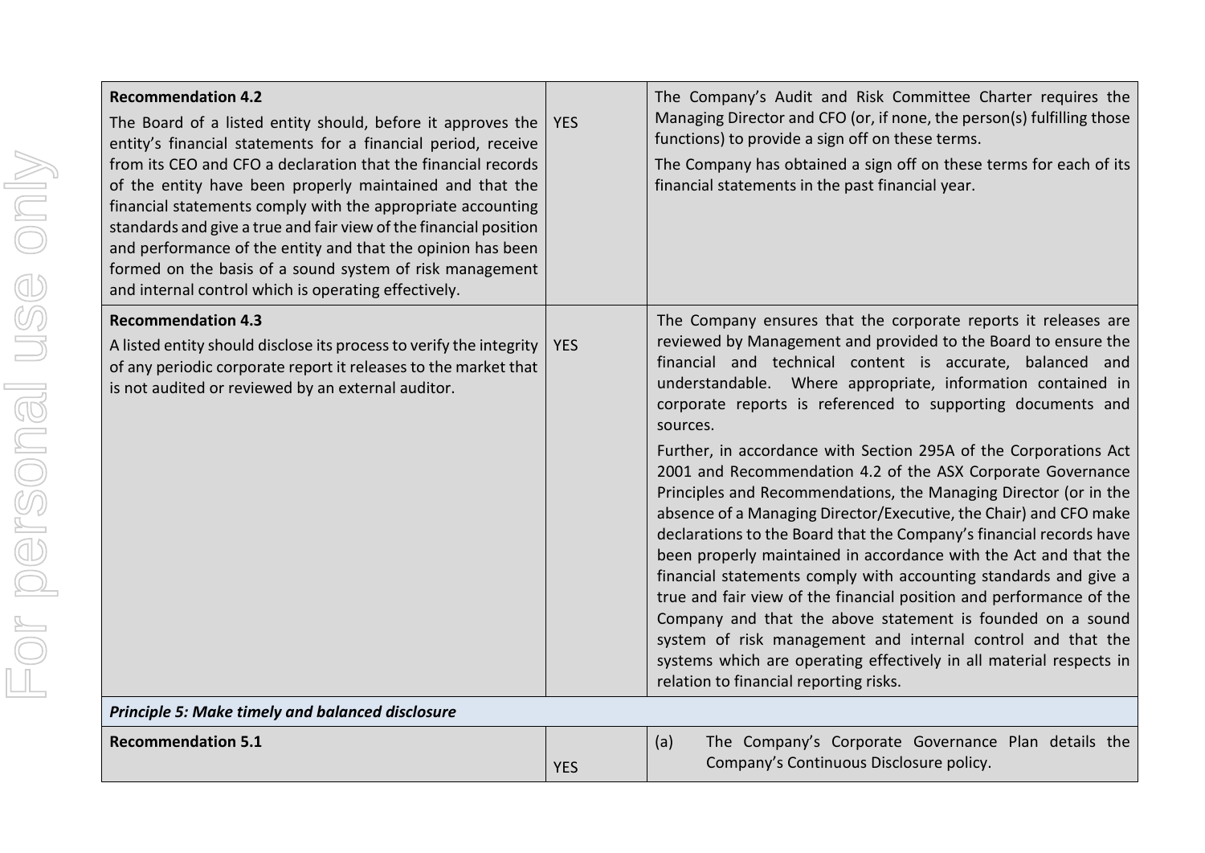| | | |
|---|---|---|
| **Recommendation 4.2**<br>The Board of a listed entity should, before it approves the entity's financial statements for a financial period, receive from its CEO and CFO a declaration that the financial records of the entity have been properly maintained and that the financial statements comply with the appropriate accounting standards and give a true and fair view of the financial position and performance of the entity and that the opinion has been formed on the basis of a sound system of risk management and internal control which is operating effectively. | YES | The Company's Audit and Risk Committee Charter requires the Managing Director and CFO (or, if none, the person(s) fulfilling those functions) to provide a sign off on these terms.<br>The Company has obtained a sign off on these terms for each of its financial statements in the past financial year. |
| **Recommendation 4.3**<br>A listed entity should disclose its process to verify the integrity of any periodic corporate report it releases to the market that is not audited or reviewed by an external auditor. | YES | The Company ensures that the corporate reports it releases are reviewed by Management and provided to the Board to ensure the financial and technical content is accurate, balanced and understandable. Where appropriate, information contained in corporate reports is referenced to supporting documents and sources.<br>Further, in accordance with Section 295A of the Corporations Act 2001 and Recommendation 4.2 of the ASX Corporate Governance Principles and Recommendations, the Managing Director (or in the absence of a Managing Director/Executive, the Chair) and CFO make declarations to the Board that the Company's financial records have been properly maintained in accordance with the Act and that the financial statements comply with accounting standards and give a true and fair view of the financial position and performance of the Company and that the above statement is founded on a sound system of risk management and internal control and that the systems which are operating effectively in all material respects in relation to financial reporting risks. |
| ***Principle 5: Make timely and balanced disclosure*** | | |
| **Recommendation 5.1** | YES | (a) The Company's Corporate Governance Plan details the Company's Continuous Disclosure policy. |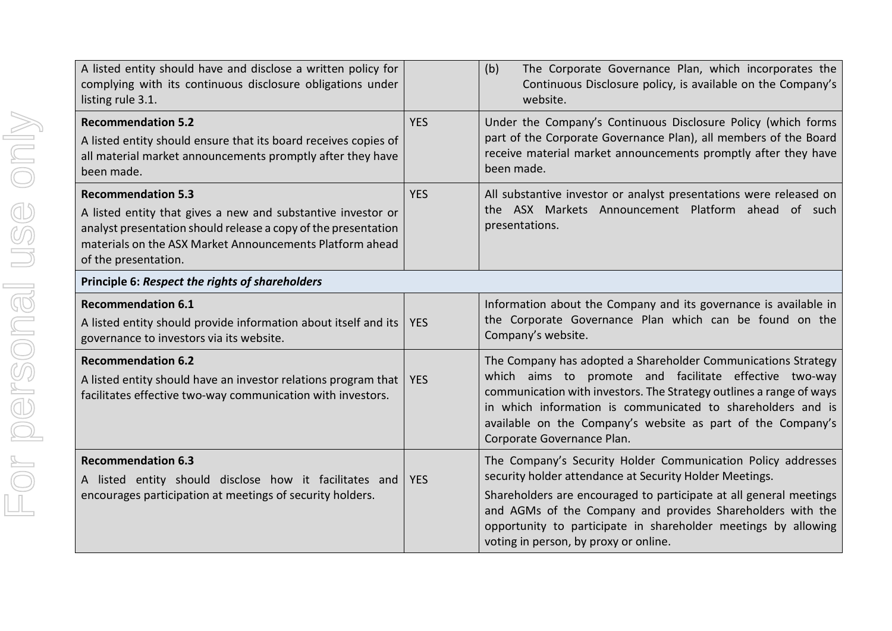| | | |
|---|---|---|
| A listed entity should have and disclose a written policy for complying with its continuous disclosure obligations under listing rule 3.1. | | (b) The Corporate Governance Plan, which incorporates the Continuous Disclosure policy, is available on the Company's website. |
| **Recommendation 5.2**<br>A listed entity should ensure that its board receives copies of all material market announcements promptly after they have been made. | YES | Under the Company's Continuous Disclosure Policy (which forms part of the Corporate Governance Plan), all members of the Board receive material market announcements promptly after they have been made. |
| **Recommendation 5.3**<br>A listed entity that gives a new and substantive investor or analyst presentation should release a copy of the presentation materials on the ASX Market Announcements Platform ahead of the presentation. | YES | All substantive investor or analyst presentations were released on the ASX Markets Announcement Platform ahead of such presentations. |
| **Principle 6:** ***Respect the rights of shareholders*** | | |
| **Recommendation 6.1**<br>A listed entity should provide information about itself and its governance to investors via its website. | YES | Information about the Company and its governance is available in the Corporate Governance Plan which can be found on the Company's website. |
| **Recommendation 6.2**<br>A listed entity should have an investor relations program that facilitates effective two-way communication with investors. | YES | The Company has adopted a Shareholder Communications Strategy which aims to promote and facilitate effective two-way communication with investors. The Strategy outlines a range of ways in which information is communicated to shareholders and is available on the Company's website as part of the Company's Corporate Governance Plan. |
| **Recommendation 6.3**<br>A listed entity should disclose how it facilitates and encourages participation at meetings of security holders. | YES | The Company's Security Holder Communication Policy addresses security holder attendance at Security Holder Meetings.<br>Shareholders are encouraged to participate at all general meetings and AGMs of the Company and provides Shareholders with the opportunity to participate in shareholder meetings by allowing voting in person, by proxy or online. |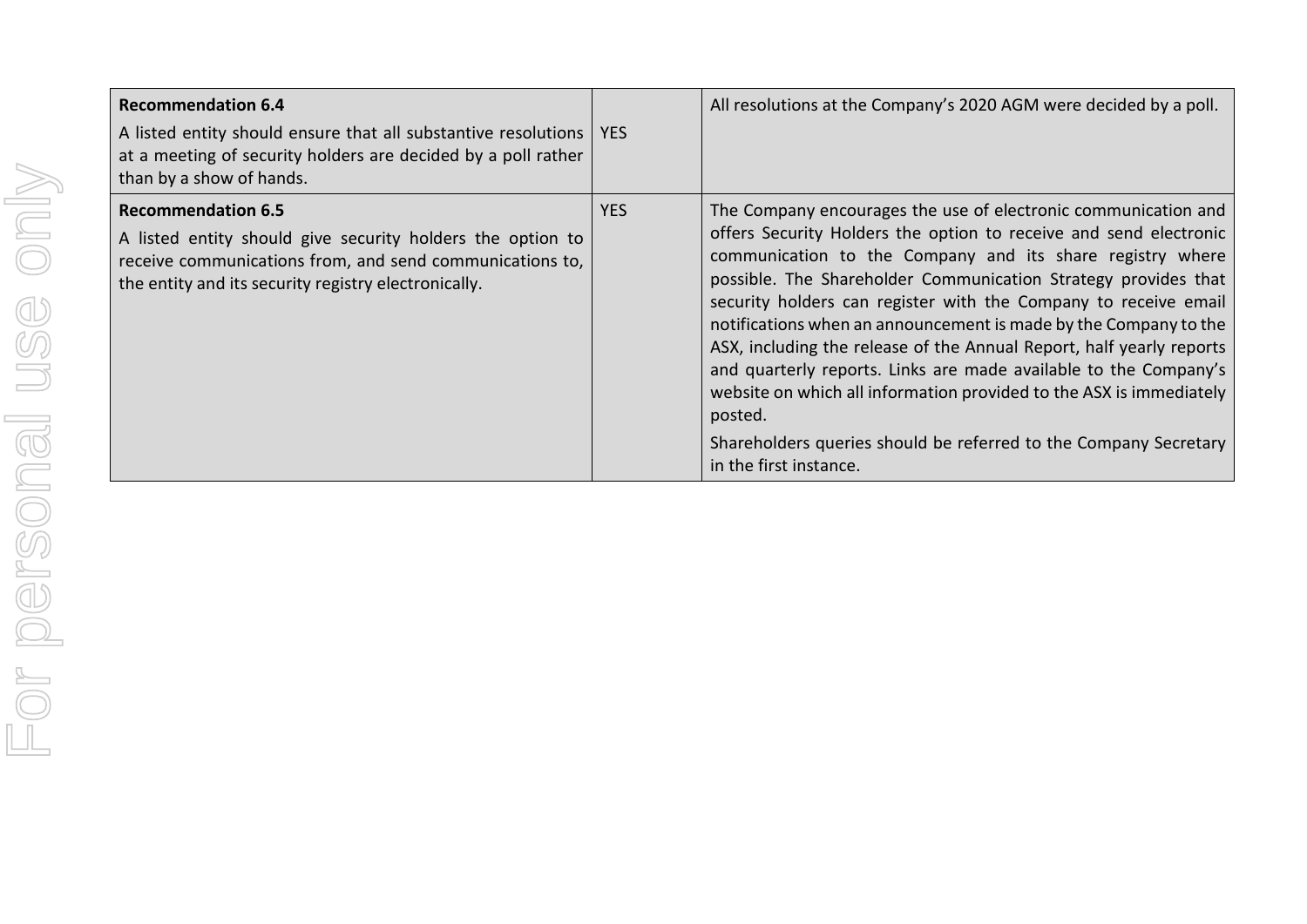| | | |
|---|---|---|
| **Recommendation 6.4**<br>A listed entity should ensure that all substantive resolutions at a meeting of security holders are decided by a poll rather than by a show of hands. | YES | All resolutions at the Company's 2020 AGM were decided by a poll. |
| **Recommendation 6.5**<br>A listed entity should give security holders the option to receive communications from, and send communications to, the entity and its security registry electronically. | YES | The Company encourages the use of electronic communication and offers Security Holders the option to receive and send electronic communication to the Company and its share registry where possible. The Shareholder Communication Strategy provides that security holders can register with the Company to receive email notifications when an announcement is made by the Company to the ASX, including the release of the Annual Report, half yearly reports and quarterly reports. Links are made available to the Company's website on which all information provided to the ASX is immediately posted.<br>Shareholders queries should be referred to the Company Secretary in the first instance. |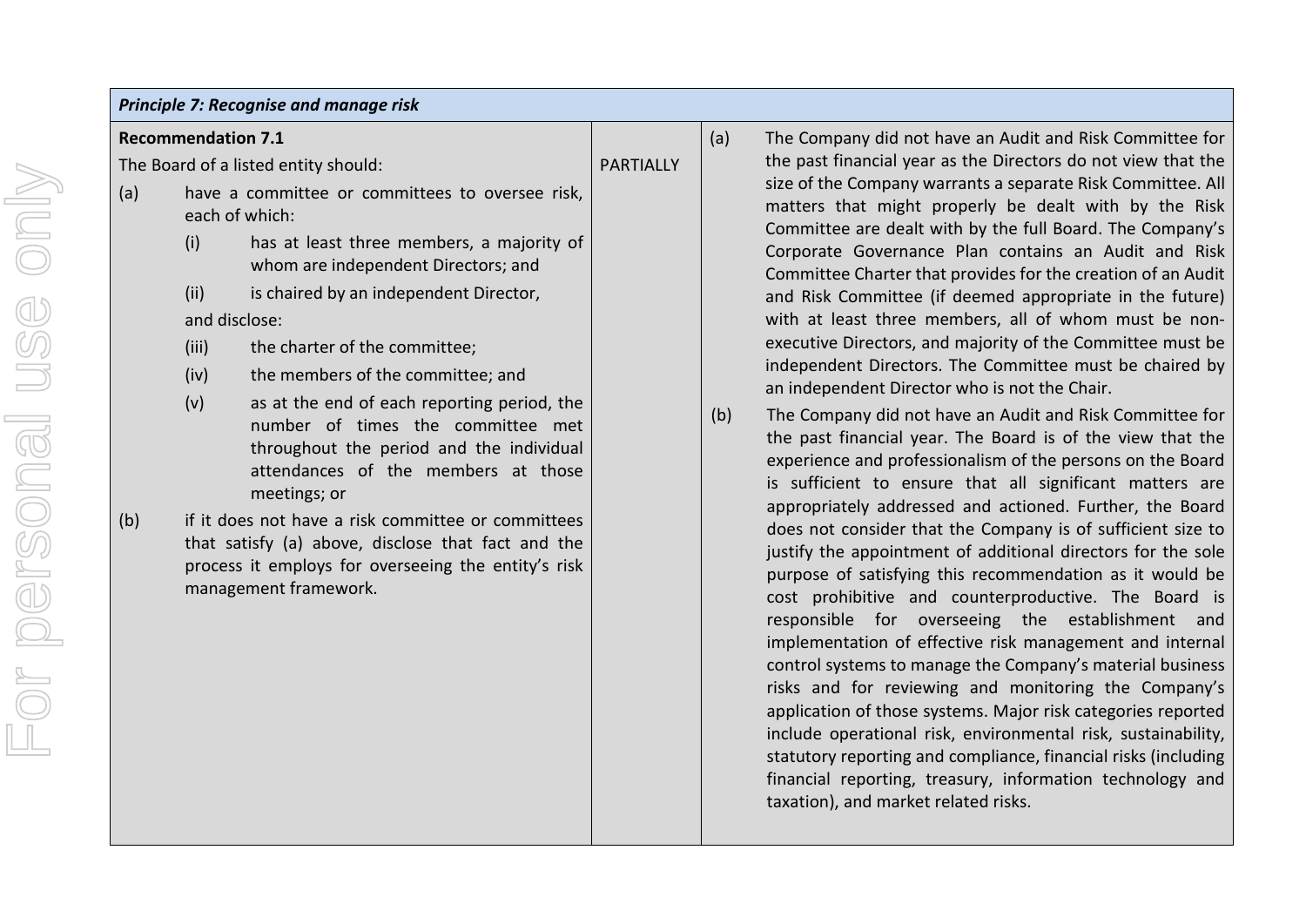| *Principle 7: Recognise and manage risk* | | |
|---|---|---|
| **Recommendation 7.1**<br>The Board of a listed entity should:<br>(a) have a committee or committees to oversee risk, each of which:<br>(i) has at least three members, a majority of whom are independent Directors; and<br>(ii) is chaired by an independent Director,<br>and disclose:<br>(iii) the charter of the committee;<br>(iv) the members of the committee; and<br>(v) as at the end of each reporting period, the number of times the committee met throughout the period and the individual attendances of the members at those meetings; or<br>(b) if it does not have a risk committee or committees that satisfy (a) above, disclose that fact and the process it employs for overseeing the entity's risk management framework. | PARTIALLY | (a) The Company did not have an Audit and Risk Committee for the past financial year as the Directors do not view that the size of the Company warrants a separate Risk Committee. All matters that might properly be dealt with by the Risk Committee are dealt with by the full Board. The Company's Corporate Governance Plan contains an Audit and Risk Committee Charter that provides for the creation of an Audit and Risk Committee (if deemed appropriate in the future) with at least three members, all of whom must be non-executive Directors, and majority of the Committee must be independent Directors. The Committee must be chaired by an independent Director who is not the Chair.<br>(b) The Company did not have an Audit and Risk Committee for the past financial year. The Board is of the view that the experience and professionalism of the persons on the Board is sufficient to ensure that all significant matters are appropriately addressed and actioned. Further, the Board does not consider that the Company is of sufficient size to justify the appointment of additional directors for the sole purpose of satisfying this recommendation as it would be cost prohibitive and counterproductive. The Board is responsible for overseeing the establishment and implementation of effective risk management and internal control systems to manage the Company's material business risks and for reviewing and monitoring the Company's application of those systems. Major risk categories reported include operational risk, environmental risk, sustainability, statutory reporting and compliance, financial risks (including financial reporting, treasury, information technology and taxation), and market related risks. |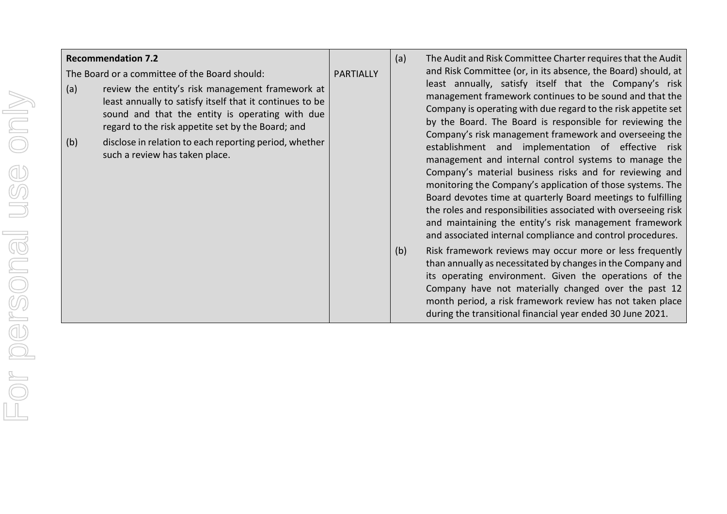| **Recommendation 7.2** The Board or a committee of the Board should: (a) review the entity's risk management framework at least annually to satisfy itself that it continues to be sound and that the entity is operating with due regard to the risk appetite set by the Board; and (b) disclose in relation to each reporting period, whether such a review has taken place. | PARTIALLY | (a) The Audit and Risk Committee Charter requires that the Audit and Risk Committee (or, in its absence, the Board) should, at least annually, satisfy itself that the Company's risk management framework continues to be sound and that the Company is operating with due regard to the risk appetite set by the Board. The Board is responsible for reviewing the Company's risk management framework and overseeing the establishment and implementation of effective risk management and internal control systems to manage the Company's material business risks and for reviewing and monitoring the Company's application of those systems. The Board devotes time at quarterly Board meetings to fulfilling the roles and responsibilities associated with overseeing risk and maintaining the entity's risk management framework and associated internal compliance and control procedures. (b) Risk framework reviews may occur more or less frequently than annually as necessitated by changes in the Company and its operating environment. Given the operations of the Company have not materially changed over the past 12 month period, a risk framework review has not taken place during the transitional financial year ended 30 June 2021. |
|---|---|---|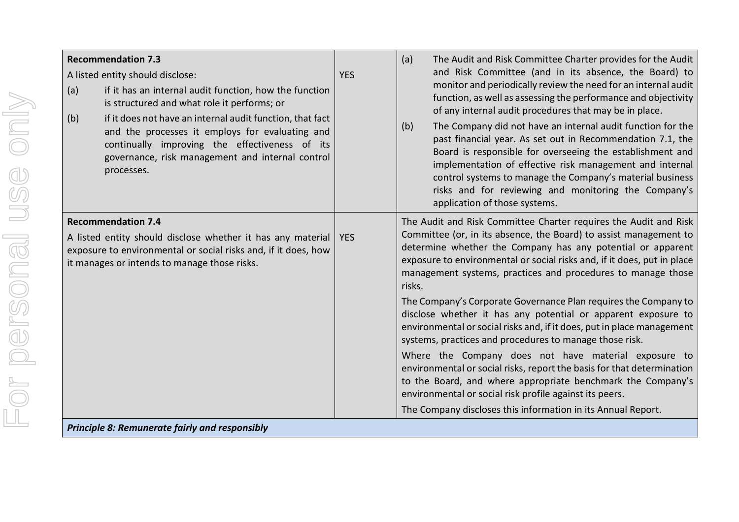| | | |
|---|---|---|
| **Recommendation 7.3**<br>A listed entity should disclose:<br>(a) if it has an internal audit function, how the function is structured and what role it performs; or<br>(b) if it does not have an internal audit function, that fact and the processes it employs for evaluating and continually improving the effectiveness of its governance, risk management and internal control processes. | YES | (a) The Audit and Risk Committee Charter provides for the Audit and Risk Committee (and in its absence, the Board) to monitor and periodically review the need for an internal audit function, as well as assessing the performance and objectivity of any internal audit procedures that may be in place.<br>(b) The Company did not have an internal audit function for the past financial year. As set out in Recommendation 7.1, the Board is responsible for overseeing the establishment and implementation of effective risk management and internal control systems to manage the Company's material business risks and for reviewing and monitoring the Company's application of those systems. |
| **Recommendation 7.4**<br>A listed entity should disclose whether it has any material exposure to environmental or social risks and, if it does, how it manages or intends to manage those risks. | YES | The Audit and Risk Committee Charter requires the Audit and Risk Committee (or, in its absence, the Board) to assist management to determine whether the Company has any potential or apparent exposure to environmental or social risks and, if it does, put in place management systems, practices and procedures to manage those risks.<br>The Company's Corporate Governance Plan requires the Company to disclose whether it has any potential or apparent exposure to environmental or social risks and, if it does, put in place management systems, practices and procedures to manage those risk.<br>Where the Company does not have material exposure to environmental or social risks, report the basis for that determination to the Board, and where appropriate benchmark the Company's environmental or social risk profile against its peers.<br>The Company discloses this information in its Annual Report. |
| ***Principle 8: Remunerate fairly and responsibly*** | | |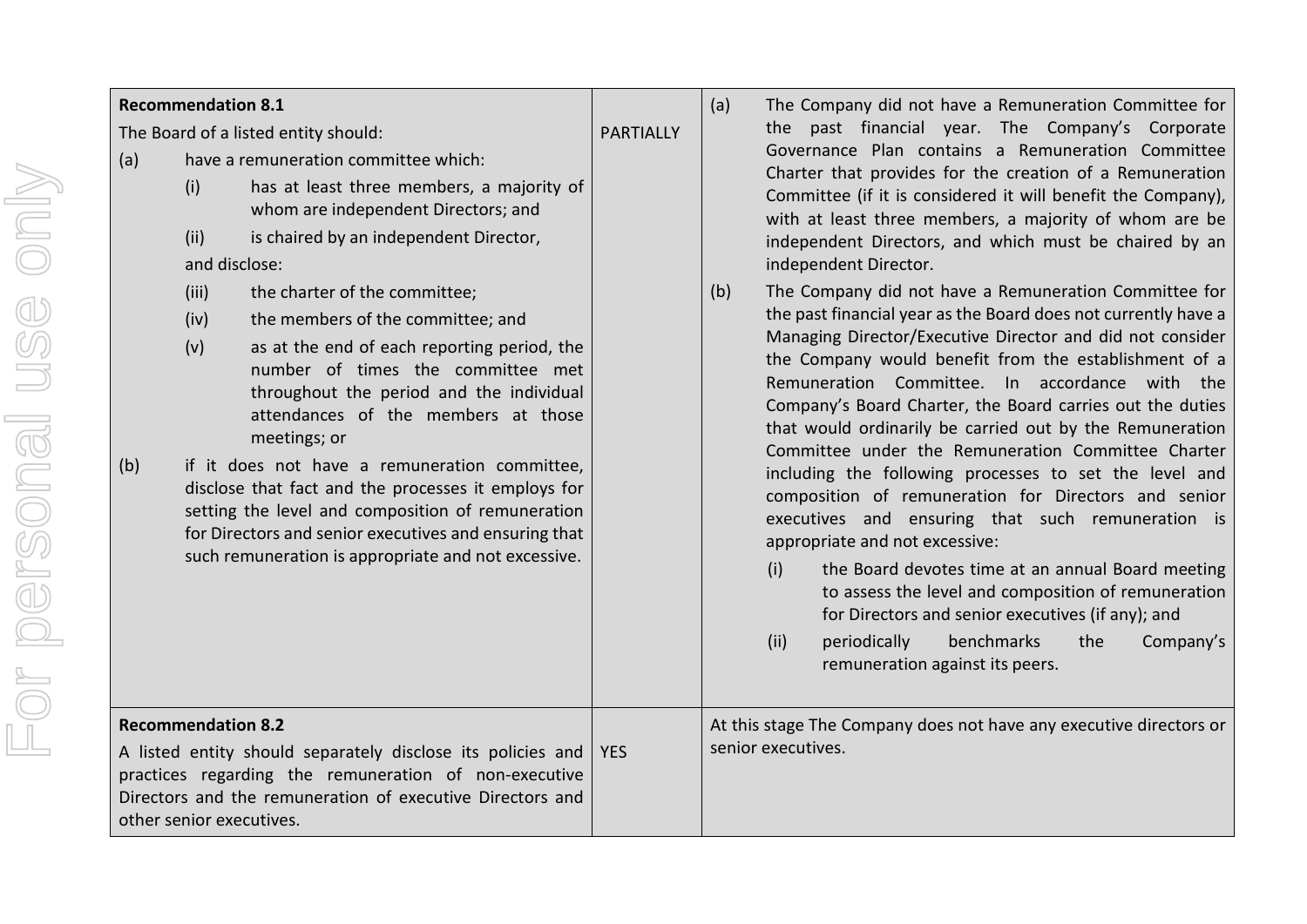| | | |
|---|---|---|
| **Recommendation 8.1**<br>The Board of a listed entity should:<br>(a) have a remuneration committee which:<br>(i) has at least three members, a majority of whom are independent Directors; and<br>(ii) is chaired by an independent Director,<br>and disclose:<br>(iii) the charter of the committee;<br>(iv) the members of the committee; and<br>(v) as at the end of each reporting period, the number of times the committee met throughout the period and the individual attendances of the members at those meetings; or<br>(b) if it does not have a remuneration committee, disclose that fact and the processes it employs for setting the level and composition of remuneration for Directors and senior executives and ensuring that such remuneration is appropriate and not excessive. | PARTIALLY | (a) The Company did not have a Remuneration Committee for the past financial year. The Company's Corporate Governance Plan contains a Remuneration Committee Charter that provides for the creation of a Remuneration Committee (if it is considered it will benefit the Company), with at least three members, a majority of whom are be independent Directors, and which must be chaired by an independent Director.<br>(b) The Company did not have a Remuneration Committee for the past financial year as the Board does not currently have a Managing Director/Executive Director and did not consider the Company would benefit from the establishment of a Remuneration Committee. In accordance with the Company's Board Charter, the Board carries out the duties that would ordinarily be carried out by the Remuneration Committee under the Remuneration Committee Charter including the following processes to set the level and composition of remuneration for Directors and senior executives and ensuring that such remuneration is appropriate and not excessive:<br>(i) the Board devotes time at an annual Board meeting to assess the level and composition of remuneration for Directors and senior executives (if any); and<br>(ii) periodically benchmarks the Company's remuneration against its peers. |
| **Recommendation 8.2**<br>A listed entity should separately disclose its policies and practices regarding the remuneration of non-executive Directors and the remuneration of executive Directors and other senior executives. | YES | At this stage The Company does not have any executive directors or senior executives. |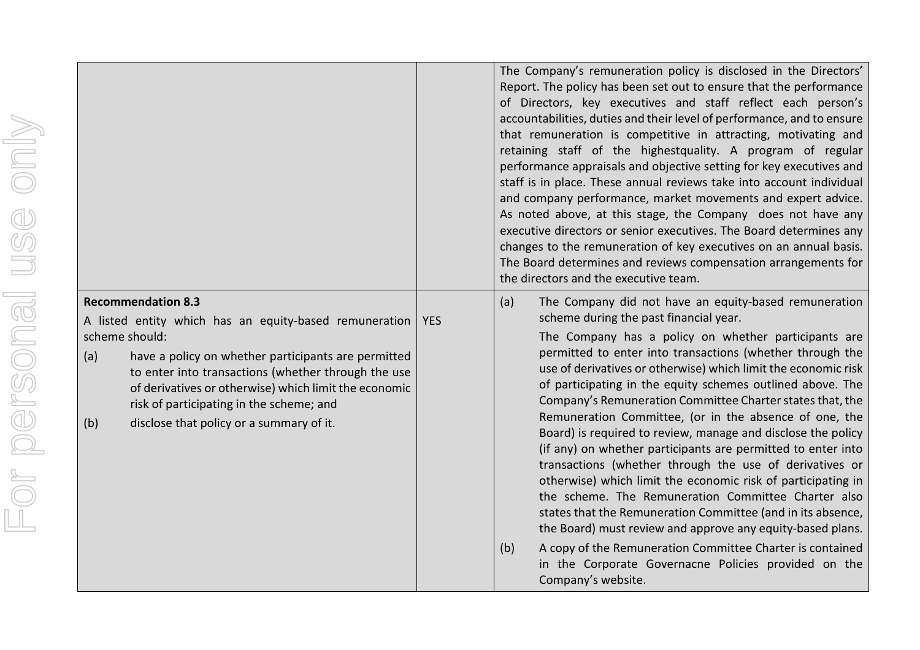| | | |
|---|---|---|
| | | The Company's remuneration policy is disclosed in the Directors' Report. The policy has been set out to ensure that the performance of Directors, key executives and staff reflect each person's accountabilities, duties and their level of performance, and to ensure that remuneration is competitive in attracting, motivating and retaining staff of the highestquality. A program of regular performance appraisals and objective setting for key executives and staff is in place. These annual reviews take into account individual and company performance, market movements and expert advice. As noted above, at this stage, the Company does not have any executive directors or senior executives. The Board determines any changes to the remuneration of key executives on an annual basis. The Board determines and reviews compensation arrangements for the directors and the executive team. |
| **Recommendation 8.3**<br>A listed entity which has an equity-based remuneration scheme should:<br>(a) have a policy on whether participants are permitted to enter into transactions (whether through the use of derivatives or otherwise) which limit the economic risk of participating in the scheme; and<br>(b) disclose that policy or a summary of it. | YES | (a) The Company did not have an equity-based remuneration scheme during the past financial year.<br>The Company has a policy on whether participants are permitted to enter into transactions (whether through the use of derivatives or otherwise) which limit the economic risk of participating in the equity schemes outlined above. The Company's Remuneration Committee Charter states that, the Remuneration Committee, (or in the absence of one, the Board) is required to review, manage and disclose the policy (if any) on whether participants are permitted to enter into transactions (whether through the use of derivatives or otherwise) which limit the economic risk of participating in the scheme. The Remuneration Committee Charter also states that the Remuneration Committee (and in its absence, the Board) must review and approve any equity-based plans.<br>(b) A copy of the Remuneration Committee Charter is contained in the Corporate Governacne Policies provided on the Company's website. |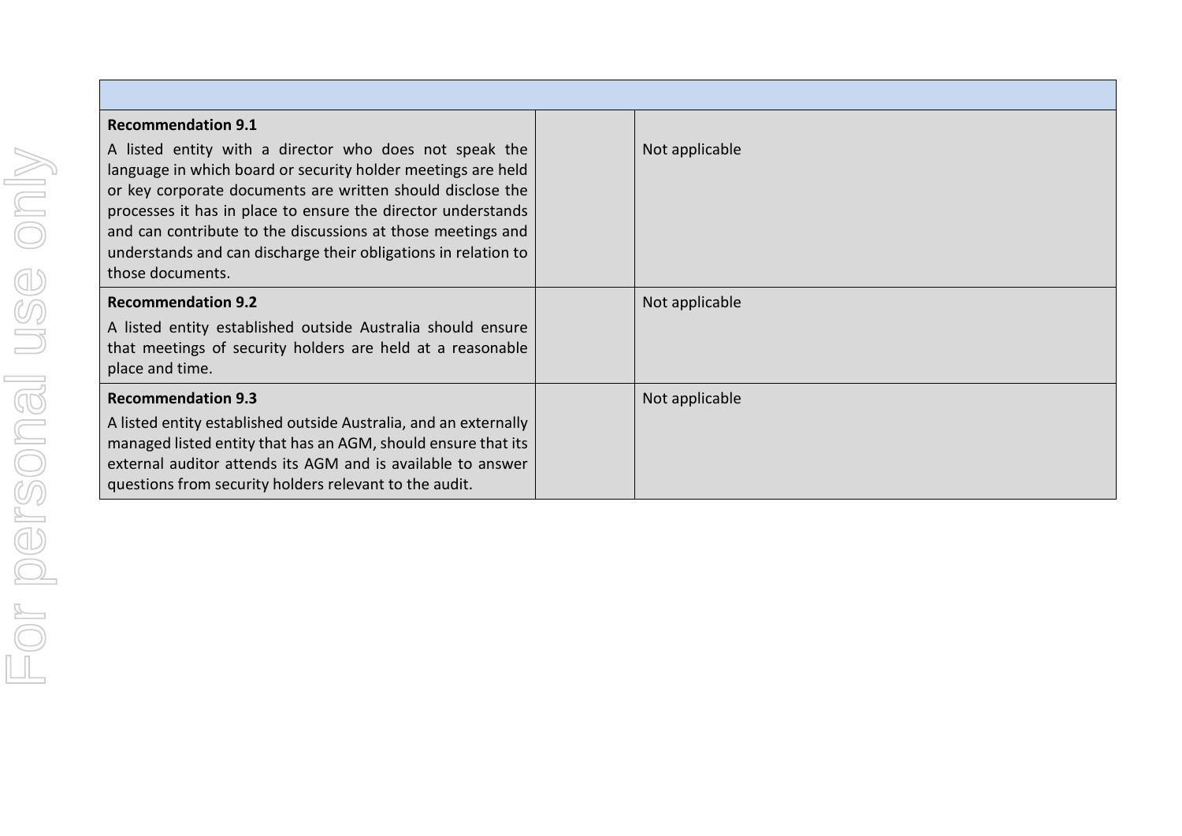| | | |
|---|---|---|
| **Recommendation 9.1**<br>A listed entity with a director who does not speak the language in which board or security holder meetings are held or key corporate documents are written should disclose the processes it has in place to ensure the director understands and can contribute to the discussions at those meetings and understands and can discharge their obligations in relation to those documents. | | Not applicable |
| **Recommendation 9.2**<br>A listed entity established outside Australia should ensure that meetings of security holders are held at a reasonable place and time. | | Not applicable |
| **Recommendation 9.3**<br>A listed entity established outside Australia, and an externally managed listed entity that has an AGM, should ensure that its external auditor attends its AGM and is available to answer questions from security holders relevant to the audit. | | Not applicable |